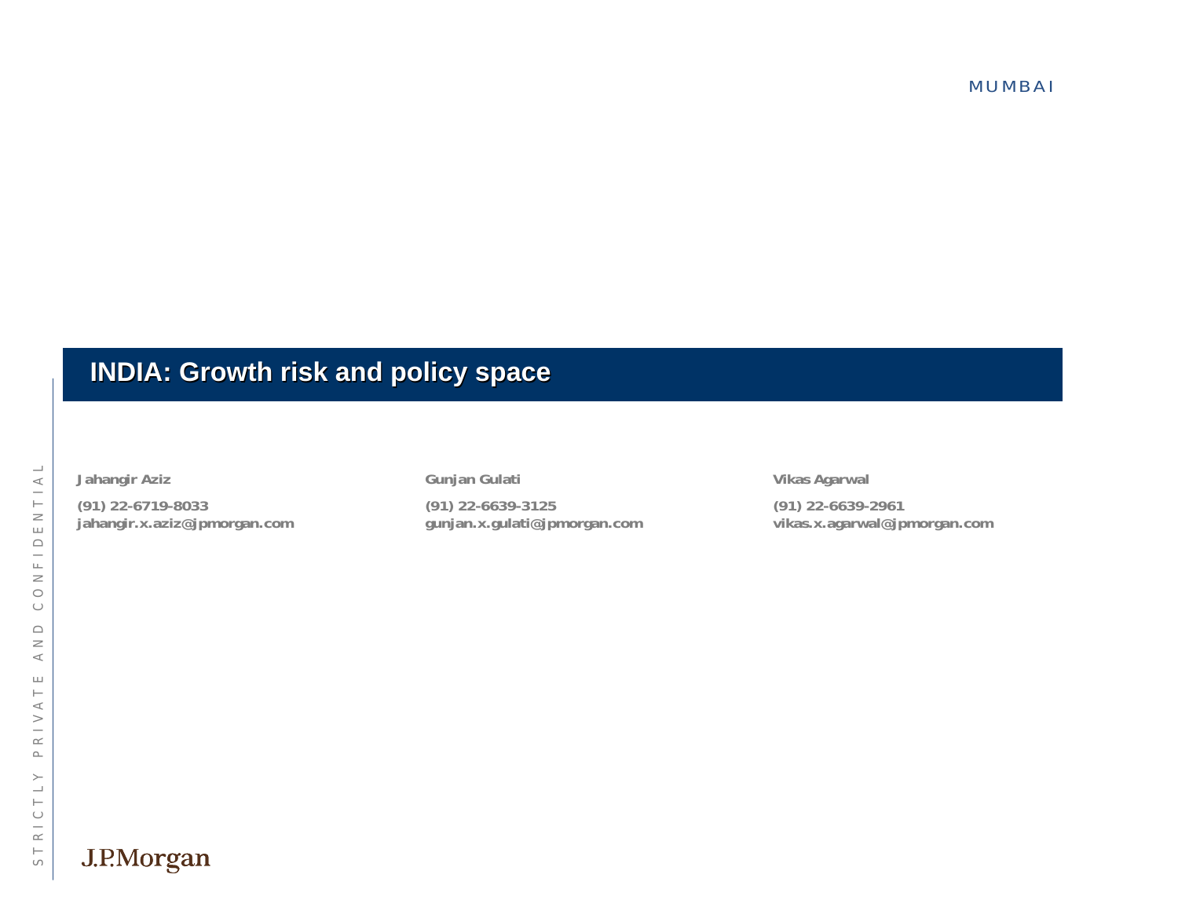MUMBAI

# INDIA: Growth risk and policy space

**Jahangir Aziz**

**(91) 22-6719-8033**
**jahangir.x.aziz@jpmorgan.com**

**Gunjan Gulati**

**(91) 22-6639-3125**
**gunjan.x.gulati@jpmorgan.com**

**Vikas Agarwal**

**(91) 22-6639-2961**
**vikas.x.agarwal@jpmorgan.com**

STRICTLY PRIVATE AND CONFIDENTIAL

J.P.Morgan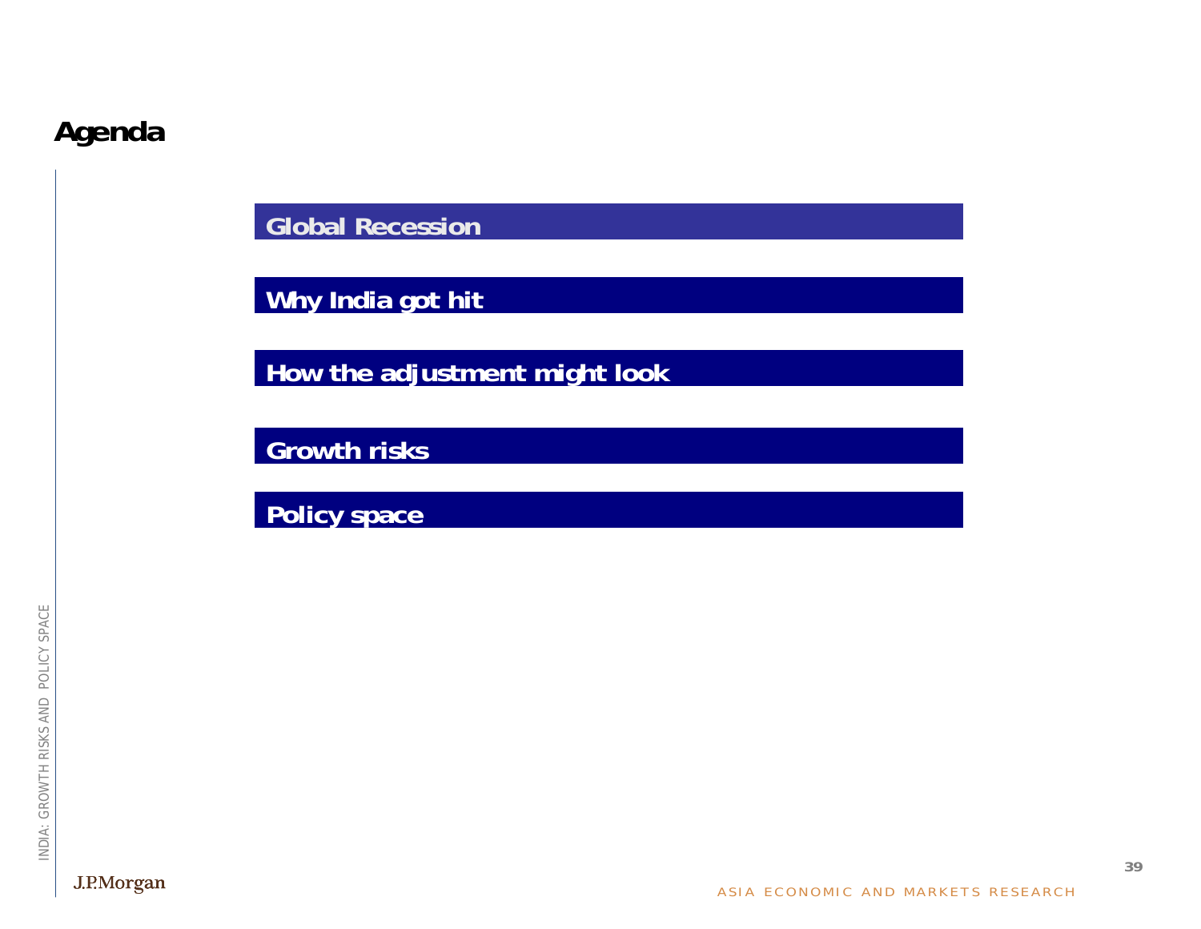# Agenda

- Global Recession
- Why India got hit
- How the adjustment might look
- Growth risks
- Policy space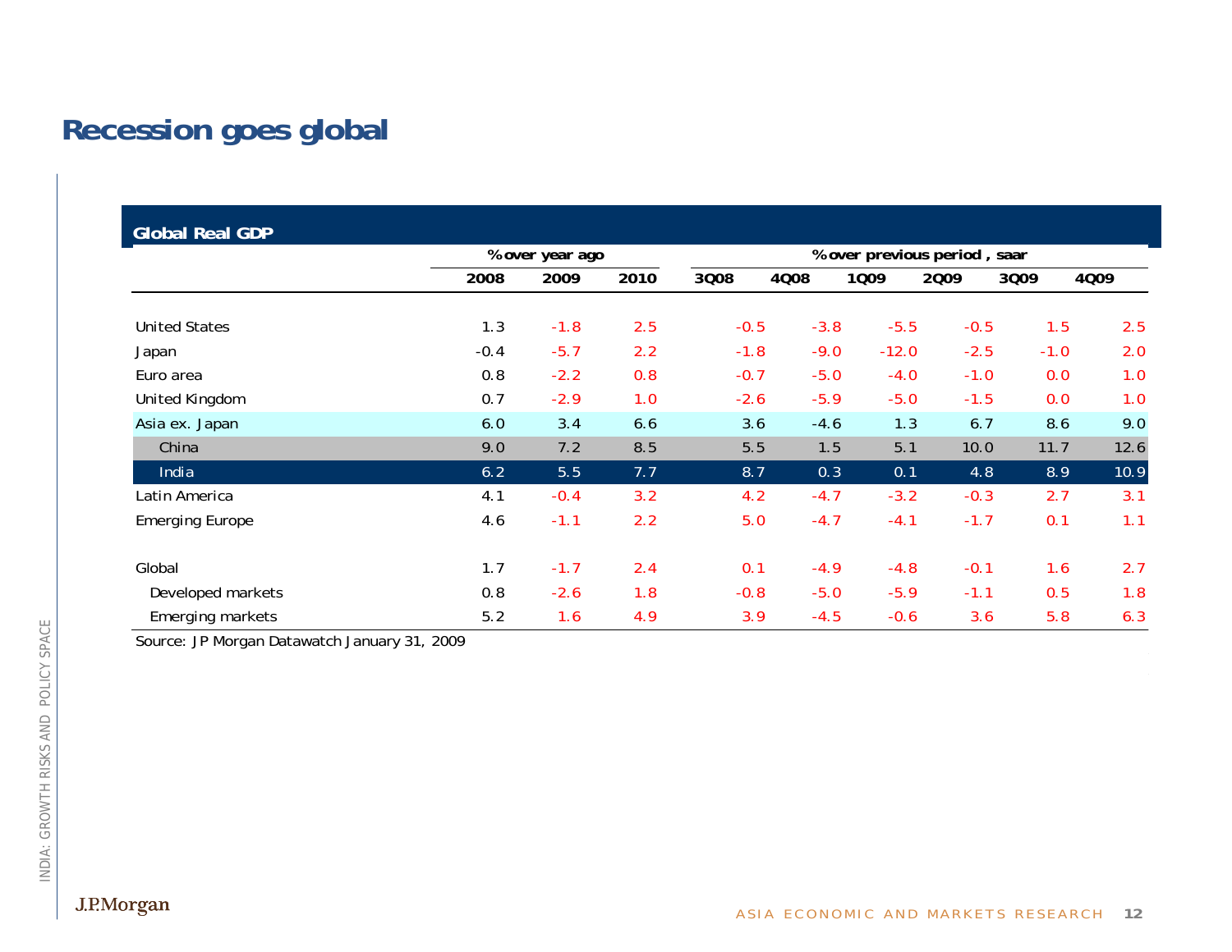# Recession goes global

**Global Real GDP**

| | % over year ago | | | % over previous period , saar | | | | | |
|---|---|---|---|---|---|---|---|---|---|
| | 2008 | 2009 | 2010 | 3Q08 | 4Q08 | 1Q09 | 2Q09 | 3Q09 | 4Q09 |
| United States | 1.3 | -1.8 | 2.5 | -0.5 | -3.8 | -5.5 | -0.5 | 1.5 | 2.5 |
| Japan | -0.4 | -5.7 | 2.2 | -1.8 | -9.0 | -12.0 | -2.5 | -1.0 | 2.0 |
| Euro area | 0.8 | -2.2 | 0.8 | -0.7 | -5.0 | -4.0 | -1.0 | 0.0 | 1.0 |
| United Kingdom | 0.7 | -2.9 | 1.0 | -2.6 | -5.9 | -5.0 | -1.5 | 0.0 | 1.0 |
| Asia ex. Japan | 6.0 | 3.4 | 6.6 | 3.6 | -4.6 | 1.3 | 6.7 | 8.6 | 9.0 |
| China | 9.0 | 7.2 | 8.5 | 5.5 | 1.5 | 5.1 | 10.0 | 11.7 | 12.6 |
| India | 6.2 | 5.5 | 7.7 | 8.7 | 0.3 | 0.1 | 4.8 | 8.9 | 10.9 |
| Latin America | 4.1 | -0.4 | 3.2 | 4.2 | -4.7 | -3.2 | -0.3 | 2.7 | 3.1 |
| Emerging Europe | 4.6 | -1.1 | 2.2 | 5.0 | -4.7 | -4.1 | -1.7 | 0.1 | 1.1 |
| Global | 1.7 | -1.7 | 2.4 | 0.1 | -4.9 | -4.8 | -0.1 | 1.6 | 2.7 |
| Developed markets | 0.8 | -2.6 | 1.8 | -0.8 | -5.0 | -5.9 | -1.1 | 0.5 | 1.8 |
| Emerging markets | 5.2 | 1.6 | 4.9 | 3.9 | -4.5 | -0.6 | 3.6 | 5.8 | 6.3 |

Source: JP Morgan Datawatch January 31, 2009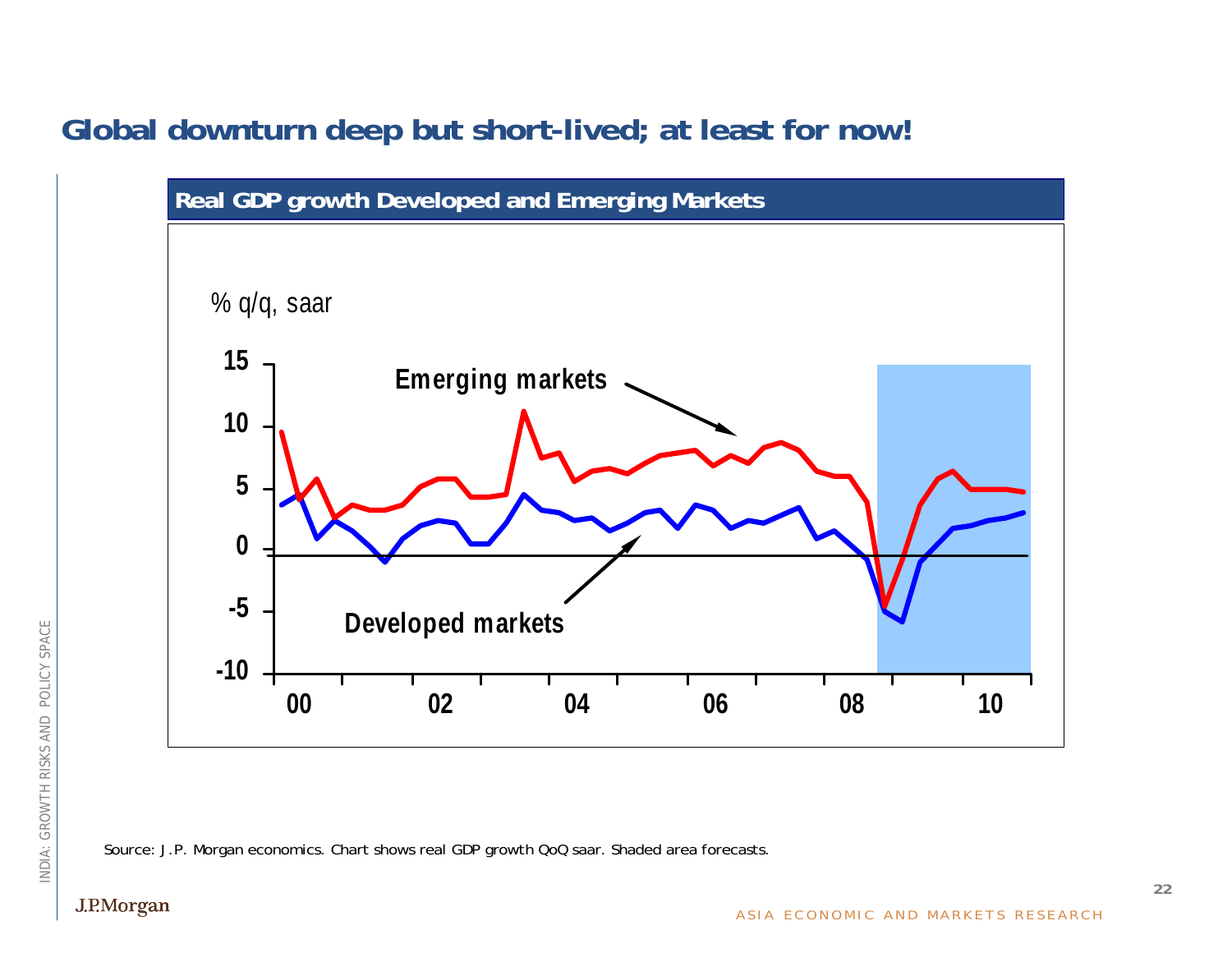# Global downturn deep but short-lived; at least for now!

## Real GDP growth Developed and Emerging Markets

% q/q, saar

Emerging markets

Developed markets

Source: J.P. Morgan economics. Chart shows real GDP growth QoQ saar. Shaded area forecasts.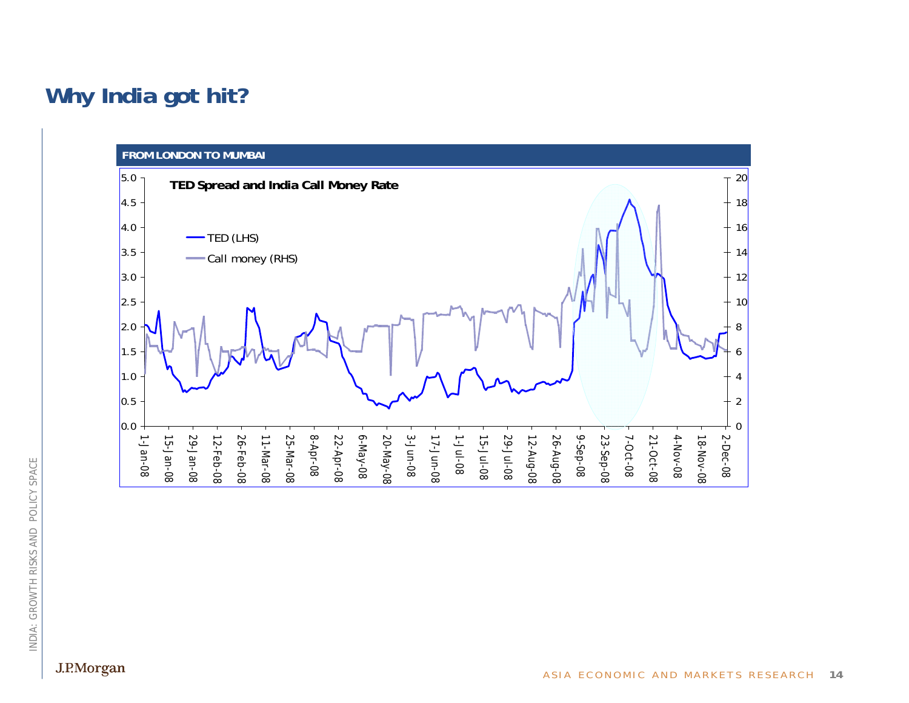# Why India got hit?

**FROM LONDON TO MUMBAI**

**TED Spread and India Call Money Rate**

- TED (LHS)
- Call money (RHS)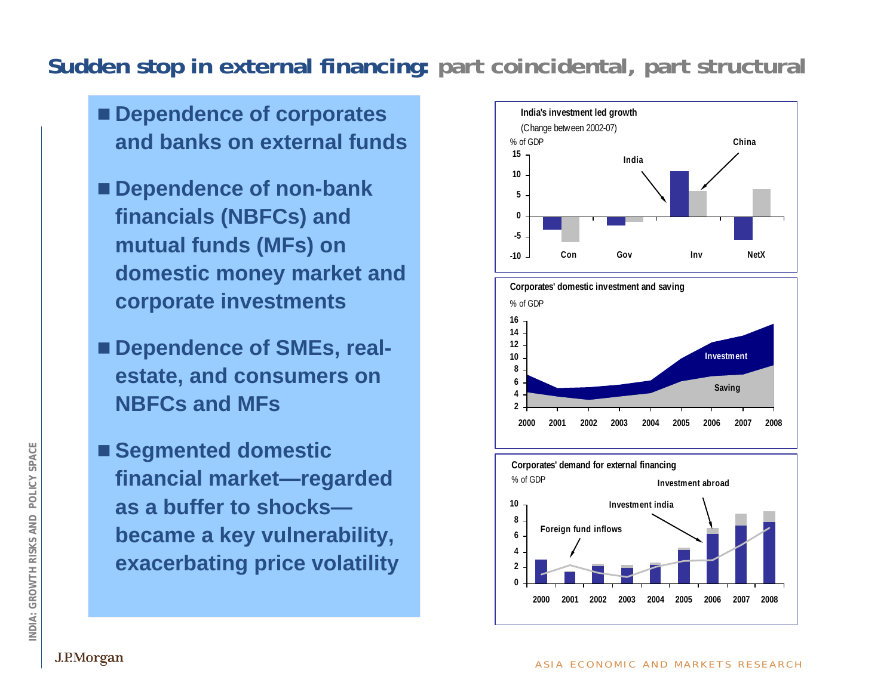## Sudden stop in external financing: part coincidental, part structural

- Dependence of corporates and banks on external funds
- Dependence of non-bank financials (NBFCs) and mutual funds (MFs) on domestic money market and corporate investments
- Dependence of SMEs, real-estate, and consumers on NBFCs and MFs
- Segmented domestic financial market—regarded as a buffer to shocks—became a key vulnerability, exacerbating price volatility

**India's investment led growth**

(Change between 2002-07)

% of GDP

Series: India, China. Categories: Con, Gov, Inv, NetX.

**Corporates' domestic investment and saving**

% of GDP

Series: Investment, Saving. Years: 2000–2008.

**Corporates' demand for external financing**

% of GDP

Series: Investment abroad, Investment india, Foreign fund inflows. Years: 2000–2008.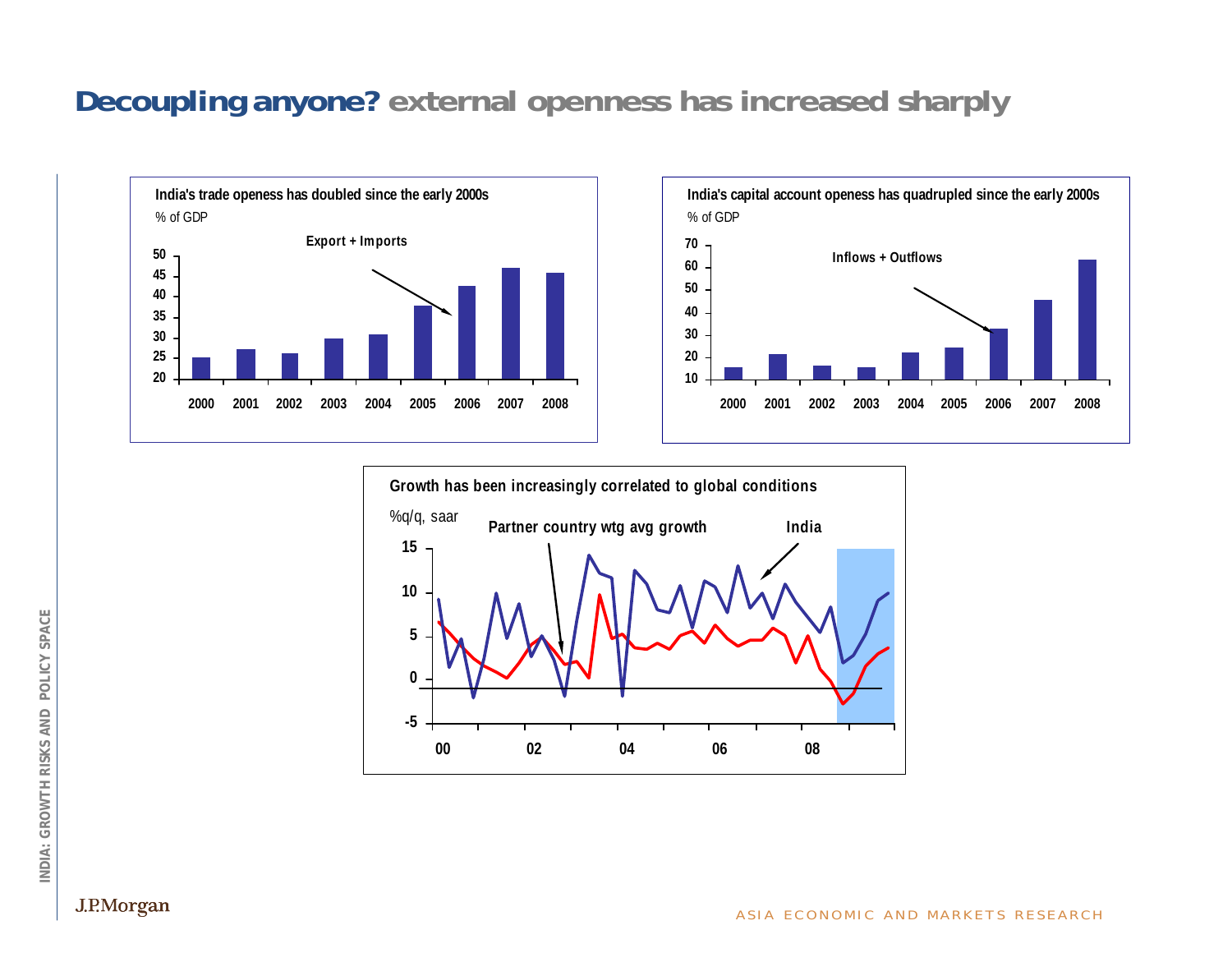# Decoupling anyone? external openness has increased sharply

**India's trade openess has doubled since the early 2000s**

% of GDP

Export + Imports

**India's capital account openess has quadrupled since the early 2000s**

% of GDP

Inflows + Outflows

**Growth has been increasingly correlated to global conditions**

%q/q, saar

Partner country wtg avg growth

India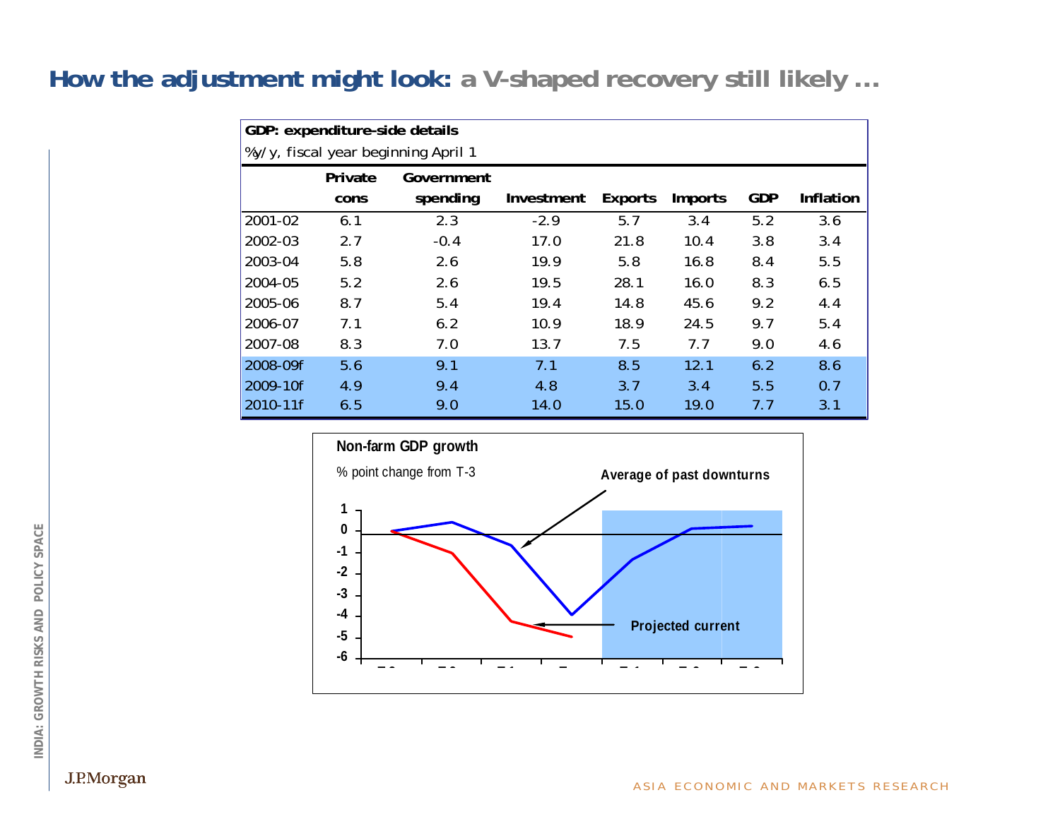# How the adjustment might look: a V-shaped recovery still likely …

**GDP: expenditure-side details**

%y/y, fiscal year beginning April 1

| | Private cons | Government spending | Investment | Exports | Imports | GDP | Inflation |
|---|---|---|---|---|---|---|---|
| 2001-02 | 6.1 | 2.3 | -2.9 | 5.7 | 3.4 | 5.2 | 3.6 |
| 2002-03 | 2.7 | -0.4 | 17.0 | 21.8 | 10.4 | 3.8 | 3.4 |
| 2003-04 | 5.8 | 2.6 | 19.9 | 5.8 | 16.8 | 8.4 | 5.5 |
| 2004-05 | 5.2 | 2.6 | 19.5 | 28.1 | 16.0 | 8.3 | 6.5 |
| 2005-06 | 8.7 | 5.4 | 19.4 | 14.8 | 45.6 | 9.2 | 4.4 |
| 2006-07 | 7.1 | 6.2 | 10.9 | 18.9 | 24.5 | 9.7 | 5.4 |
| 2007-08 | 8.3 | 7.0 | 13.7 | 7.5 | 7.7 | 9.0 | 4.6 |
| 2008-09f | 5.6 | 9.1 | 7.1 | 8.5 | 12.1 | 6.2 | 8.6 |
| 2009-10f | 4.9 | 9.4 | 4.8 | 3.7 | 3.4 | 5.5 | 0.7 |
| 2010-11f | 6.5 | 9.0 | 14.0 | 15.0 | 19.0 | 7.7 | 3.1 |

**Non-farm GDP growth**

% point change from T-3

Average of past downturns

Projected current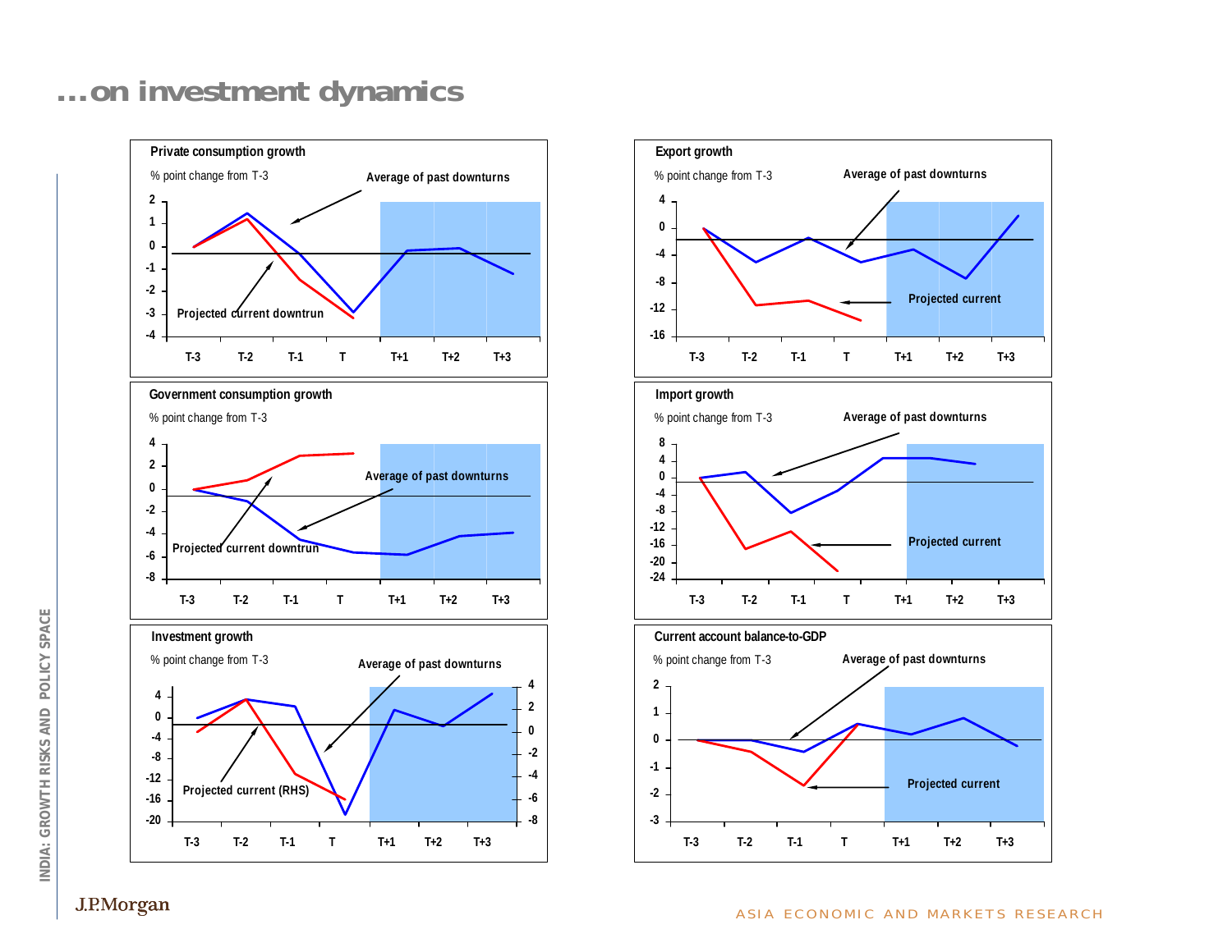# ...on investment dynamics

**Private consumption growth**

% point change from T-3

Average of past downturns

Projected current downtrun

**Export growth**

% point change from T-3

Average of past downturns

Projected current

**Government consumption growth**

% point change from T-3

Average of past downturns

Projected current downtrun

**Import growth**

% point change from T-3

Average of past downturns

Projected current

**Investment growth**

% point change from T-3

Average of past downturns

Projected current (RHS)

**Current account balance-to-GDP**

% point change from T-3

Average of past downturns

Projected current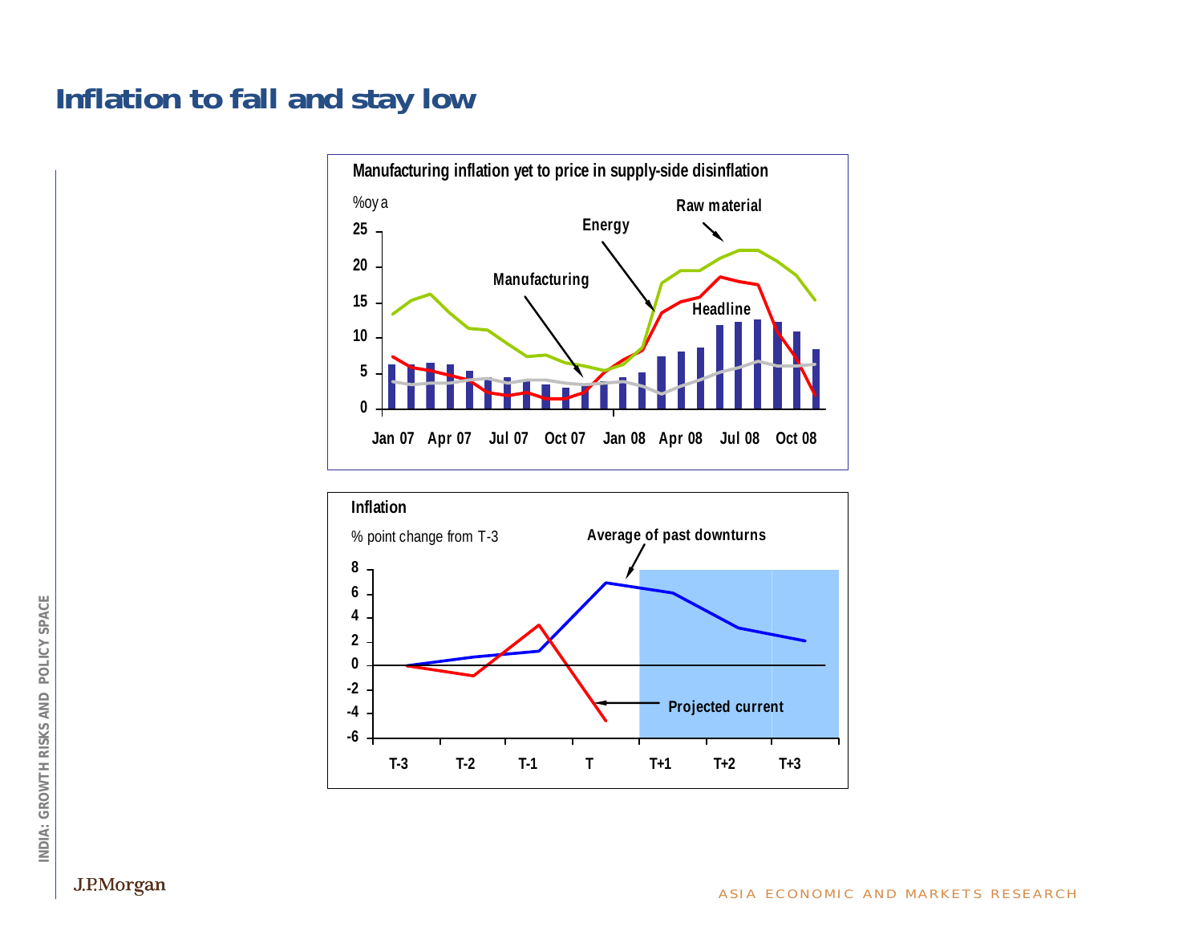# Inflation to fall and stay low

**Manufacturing inflation yet to price in supply-side disinflation**

%oya

25, 20, 15, 10, 5, 0

Raw material, Energy, Manufacturing, Headline

Jan 07, Apr 07, Jul 07, Oct 07, Jan 08, Apr 08, Jul 08, Oct 08

**Inflation**

% point change from T-3

8, 6, 4, 2, 0, -2, -4, -6

Average of past downturns

Projected current

T-3, T-2, T-1, T, T+1, T+2, T+3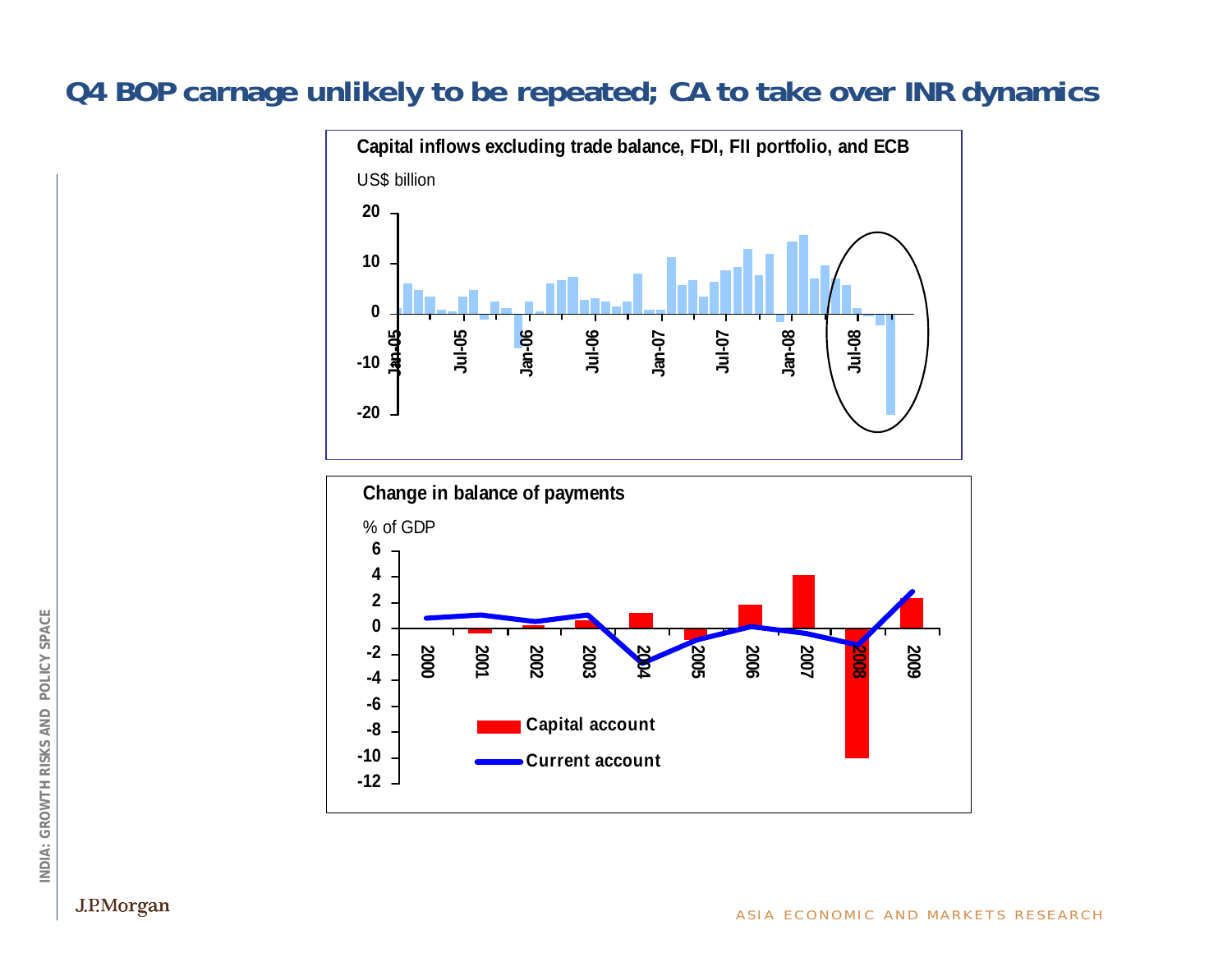# Q4 BOP carnage unlikely to be repeated; CA to take over INR dynamics

**Capital inflows excluding trade balance, FDI, FII portfolio, and ECB**

US$ billion

**Change in balance of payments**

% of GDP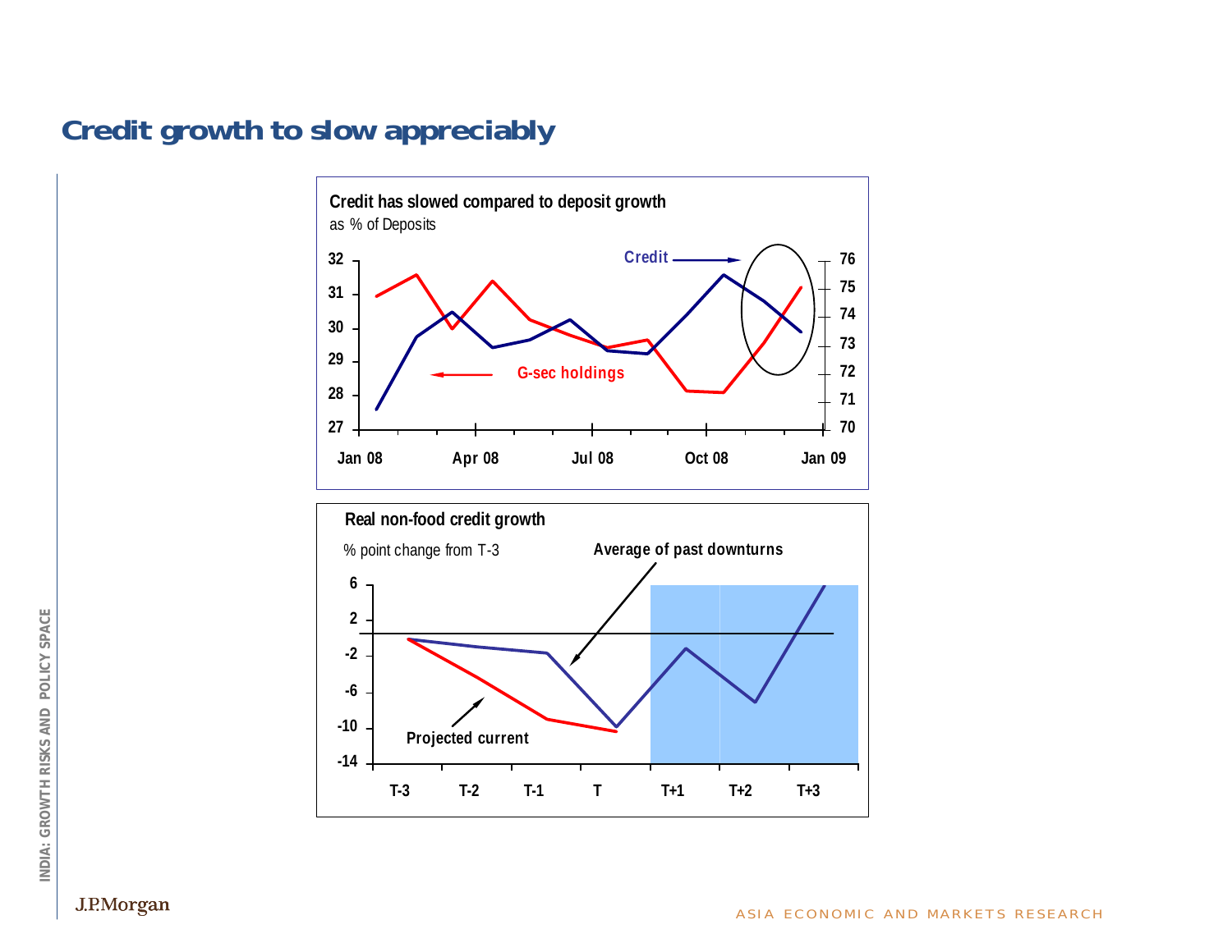# Credit growth to slow appreciably

**Credit has slowed compared to deposit growth**

as % of Deposits

Credit

G-sec holdings

**Real non-food credit growth**

% point change from T-3

Average of past downturns

Projected current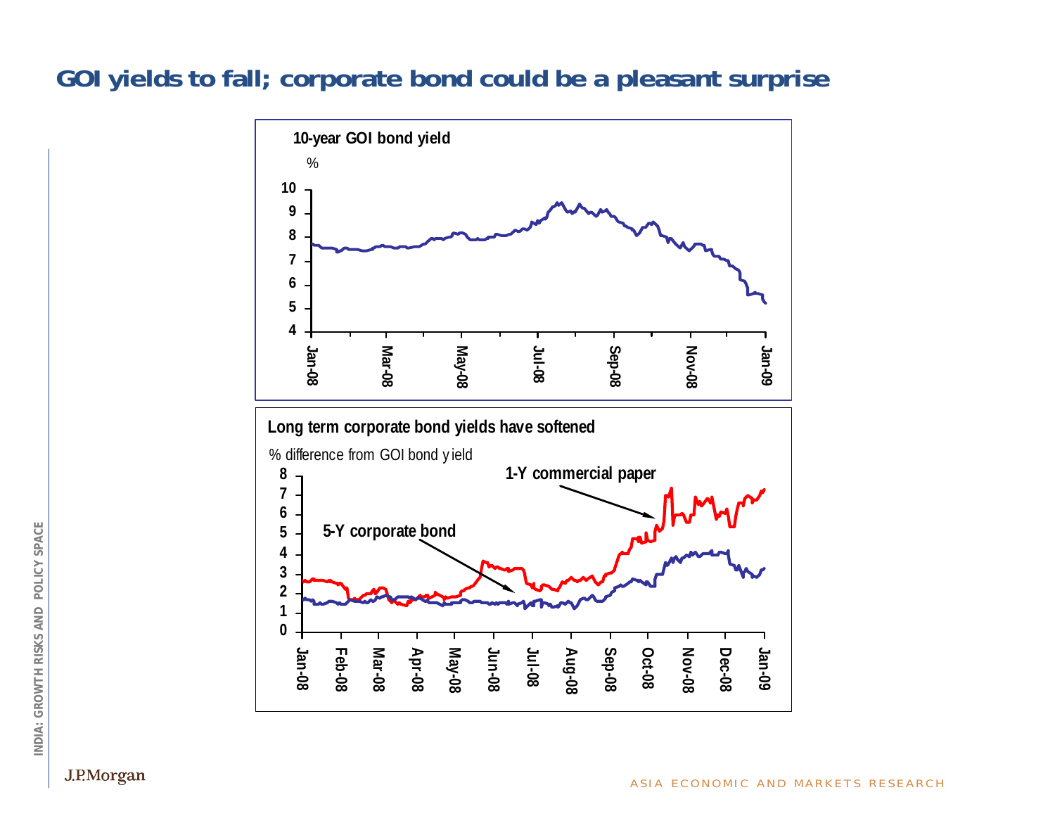# GOI yields to fall; corporate bond could be a pleasant surprise

**10-year GOI bond yield**

%

**Long term corporate bond yields have softened**

% difference from GOI bond yield

1-Y commercial paper

5-Y corporate bond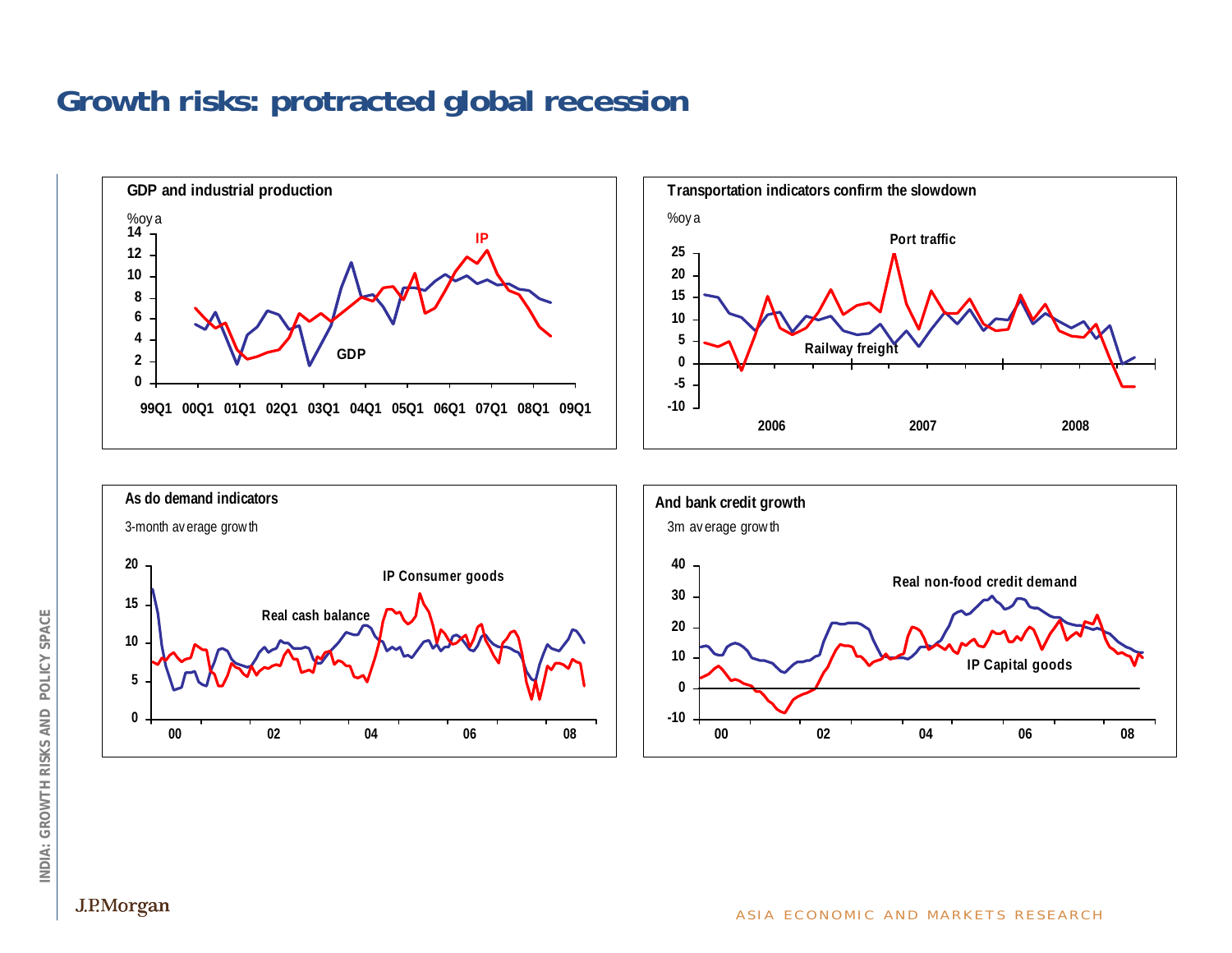# Growth risks: protracted global recession

**GDP and industrial production**

%oya

IP

GDP

99Q1 00Q1 01Q1 02Q1 03Q1 04Q1 05Q1 06Q1 07Q1 08Q1 09Q1

**Transportation indicators confirm the slowdown**

%oya

Port traffic

Railway freight

2006 2007 2008

**As do demand indicators**

3-month average growth

IP Consumer goods

Real cash balance

00 02 04 06 08

**And bank credit growth**

3m average growth

Real non-food credit demand

IP Capital goods

00 02 04 06 08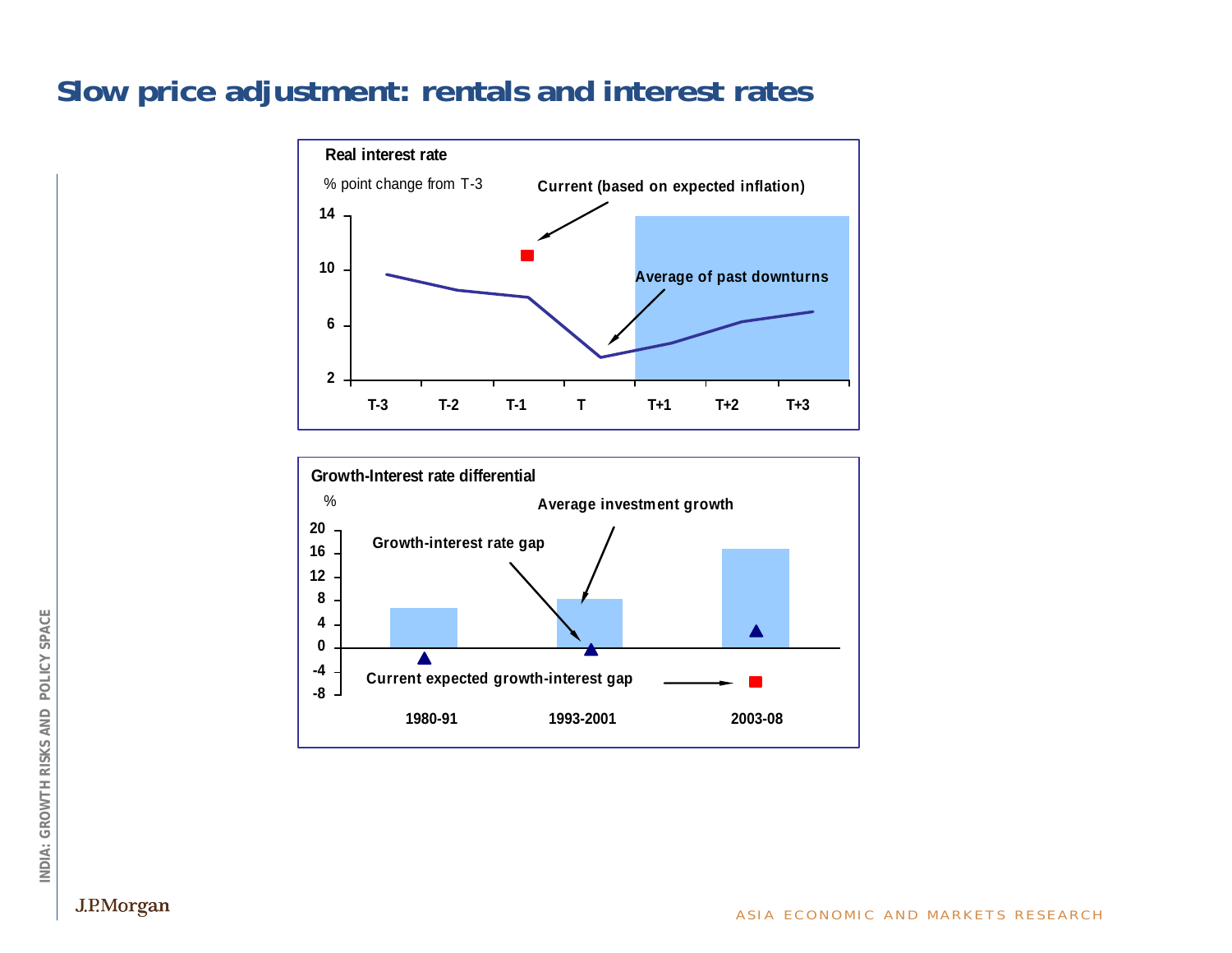# Slow price adjustment: rentals and interest rates

**Real interest rate**

% point change from T-3

Current (based on expected inflation)

Average of past downturns

T-3 T-2 T-1 T T+1 T+2 T+3

**Growth-Interest rate differential**

%

Average investment growth

Growth-interest rate gap

Current expected growth-interest gap

1980-91 1993-2001 2003-08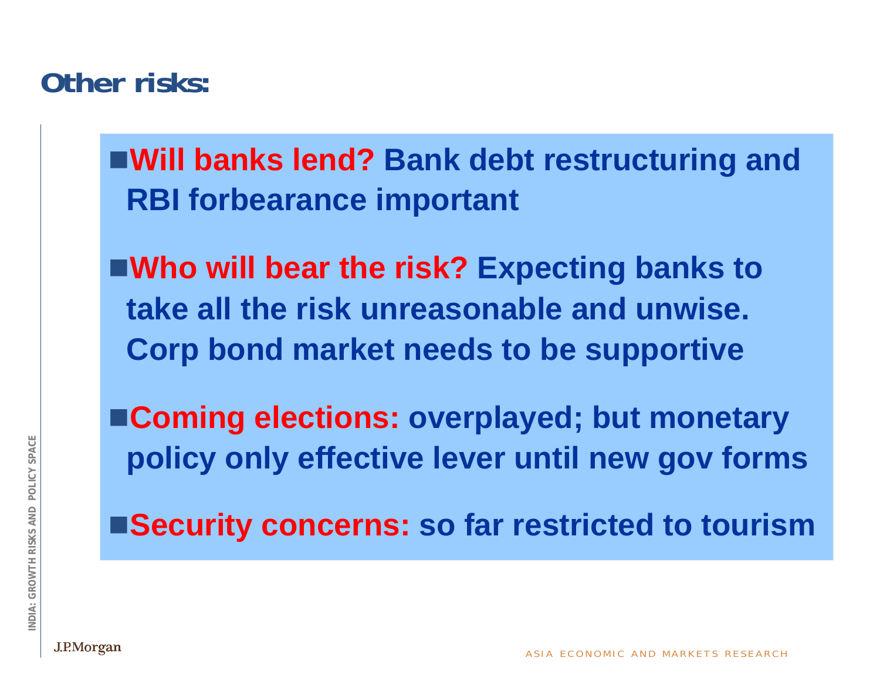## Other risks:

- **Will banks lend?** **Bank debt restructuring and RBI forbearance important**

- **Who will bear the risk?** **Expecting banks to take all the risk unreasonable and unwise. Corp bond market needs to be supportive**

- **Coming elections:** **overplayed; but monetary policy only effective lever until new gov forms**

- **Security concerns:** **so far restricted to tourism**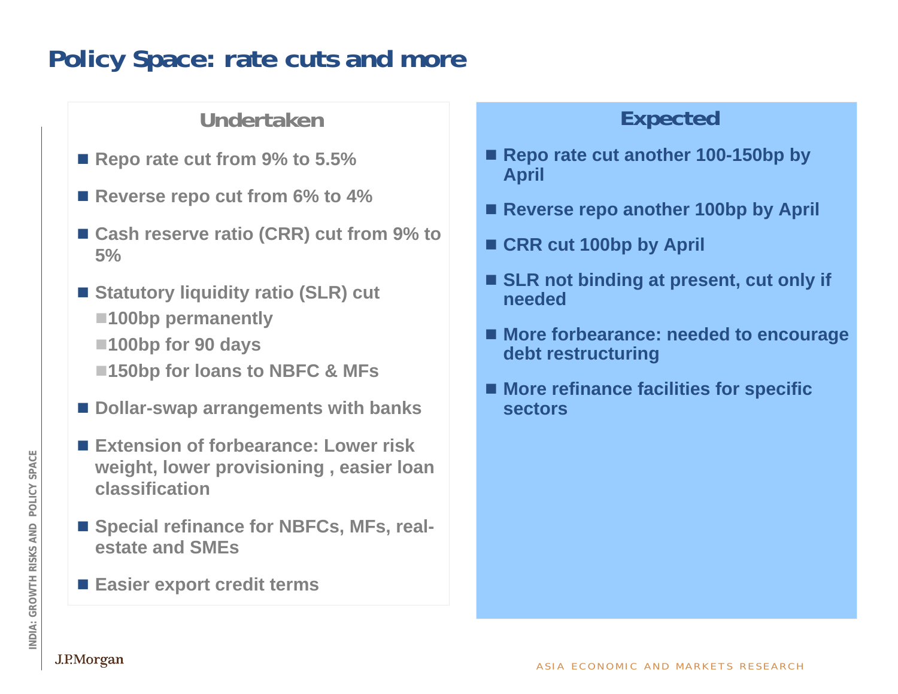# Policy Space: rate cuts and more

## Undertaken

- Repo rate cut from 9% to 5.5%
- Reverse repo cut from 6% to 4%
- Cash reserve ratio (CRR) cut from 9% to 5%
- Statutory liquidity ratio (SLR) cut
  - 100bp permanently
  - 100bp for 90 days
  - 150bp for loans to NBFC & MFs
- Dollar-swap arrangements with banks
- Extension of forbearance: Lower risk weight, lower provisioning , easier loan classification
- Special refinance for NBFCs, MFs, real-estate and SMEs
- Easier export credit terms

## Expected

- Repo rate cut another 100-150bp by April
- Reverse repo another 100bp by April
- CRR cut 100bp by April
- SLR not binding at present, cut only if needed
- More forbearance: needed to encourage debt restructuring
- More refinance facilities for specific sectors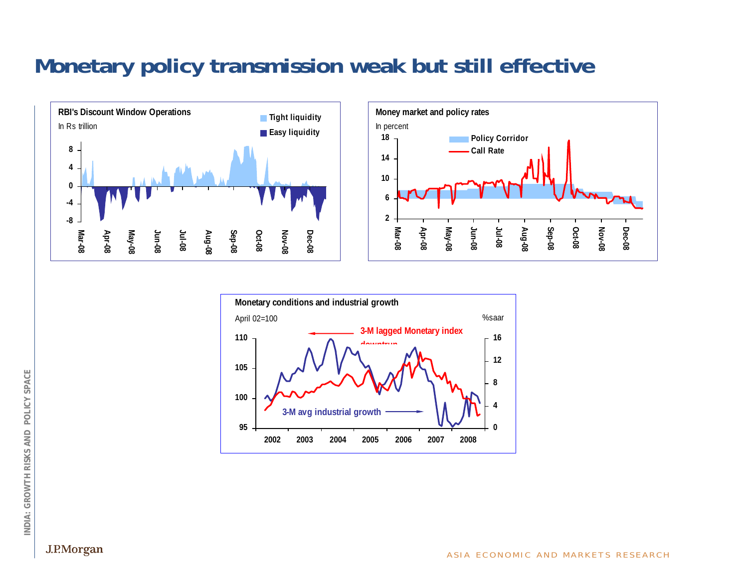# Monetary policy transmission weak but still effective

**RBI's Discount Window Operations**

In Rs trillion

Tight liquidity

Easy liquidity

**Money market and policy rates**

In percent

Policy Corridor

Call Rate

**Monetary conditions and industrial growth**

April 02=100

%saar

3-M lagged Monetary index downtrun

3-M avg industrial growth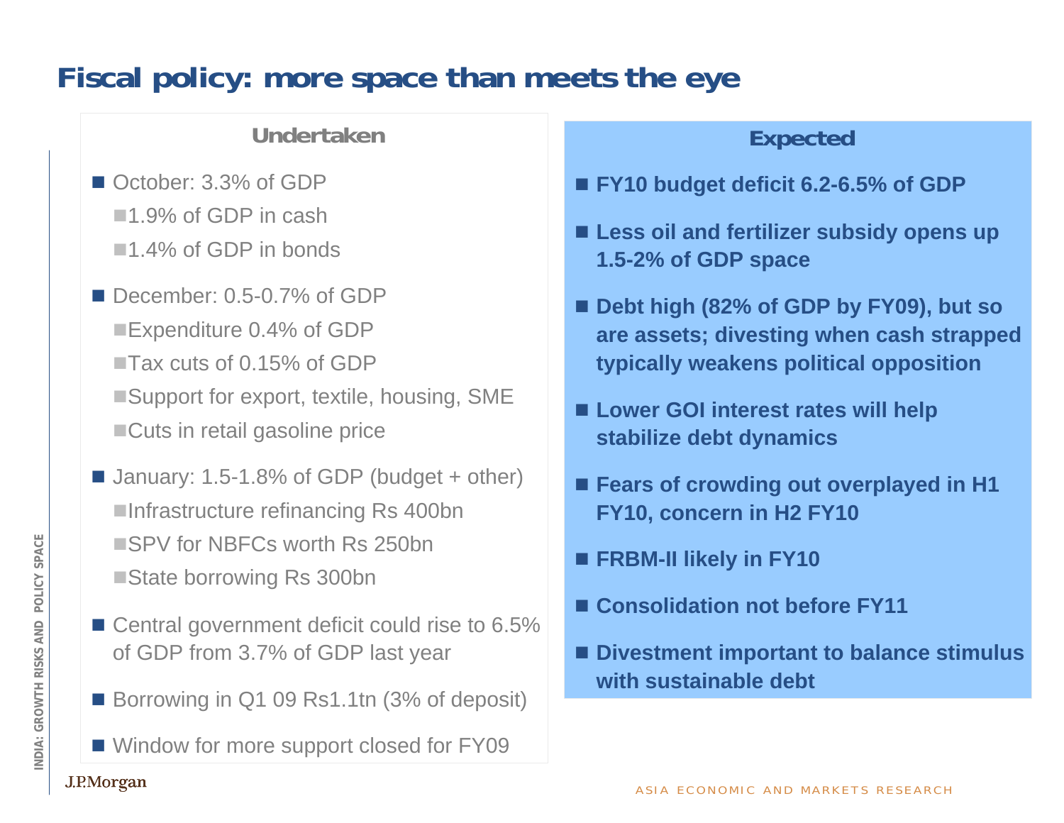# Fiscal policy: more space than meets the eye

## Undertaken

- October: 3.3% of GDP
  - 1.9% of GDP in cash
  - 1.4% of GDP in bonds
- December: 0.5-0.7% of GDP
  - Expenditure 0.4% of GDP
  - Tax cuts of 0.15% of GDP
  - Support for export, textile, housing, SME
  - Cuts in retail gasoline price
- January: 1.5-1.8% of GDP (budget + other)
  - Infrastructure refinancing Rs 400bn
  - SPV for NBFCs worth Rs 250bn
  - State borrowing Rs 300bn
- Central government deficit could rise to 6.5% of GDP from 3.7% of GDP last year
- Borrowing in Q1 09 Rs1.1tn (3% of deposit)
- Window for more support closed for FY09

## Expected

- **FY10 budget deficit 6.2-6.5% of GDP**
- **Less oil and fertilizer subsidy opens up 1.5-2% of GDP space**
- **Debt high (82% of GDP by FY09), but so are assets; divesting when cash strapped typically weakens political opposition**
- **Lower GOI interest rates will help stabilize debt dynamics**
- **Fears of crowding out overplayed in H1 FY10, concern in H2 FY10**
- **FRBM-II likely in FY10**
- **Consolidation not before FY11**
- **Divestment important to balance stimulus with sustainable debt**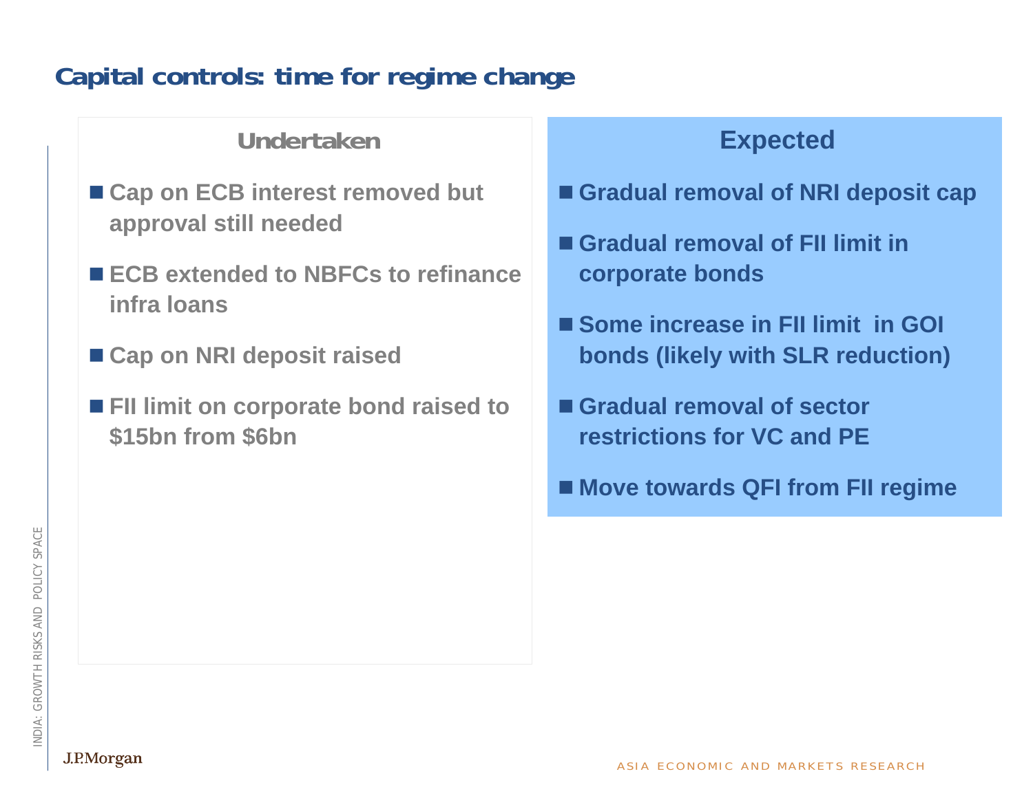# Capital controls: time for regime change

## Undertaken

- Cap on ECB interest removed but approval still needed
- ECB extended to NBFCs to refinance infra loans
- Cap on NRI deposit raised
- FII limit on corporate bond raised to $15bn from $6bn

## Expected

- Gradual removal of NRI deposit cap
- Gradual removal of FII limit in corporate bonds
- Some increase in FII limit in GOI bonds (likely with SLR reduction)
- Gradual removal of sector restrictions for VC and PE
- Move towards QFI from FII regime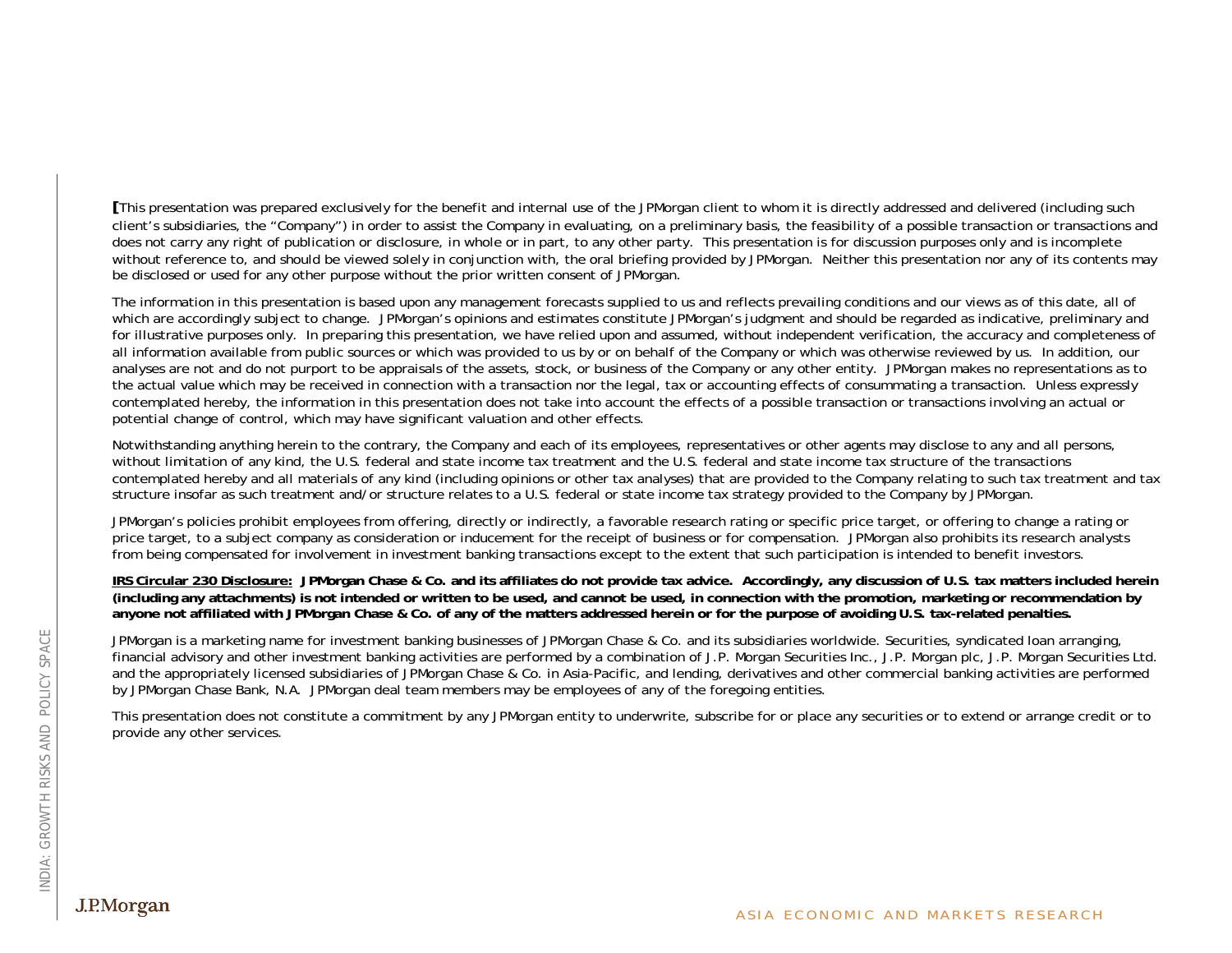[This presentation was prepared exclusively for the benefit and internal use of the JPMorgan client to whom it is directly addressed and delivered (including such client's subsidiaries, the "Company") in order to assist the Company in evaluating, on a preliminary basis, the feasibility of a possible transaction or transactions and does not carry any right of publication or disclosure, in whole or in part, to any other party. This presentation is for discussion purposes only and is incomplete without reference to, and should be viewed solely in conjunction with, the oral briefing provided by JPMorgan. Neither this presentation nor any of its contents may be disclosed or used for any other purpose without the prior written consent of JPMorgan.

The information in this presentation is based upon any management forecasts supplied to us and reflects prevailing conditions and our views as of this date, all of which are accordingly subject to change. JPMorgan's opinions and estimates constitute JPMorgan's judgment and should be regarded as indicative, preliminary and for illustrative purposes only. In preparing this presentation, we have relied upon and assumed, without independent verification, the accuracy and completeness of all information available from public sources or which was provided to us by or on behalf of the Company or which was otherwise reviewed by us. In addition, our analyses are not and do not purport to be appraisals of the assets, stock, or business of the Company or any other entity. JPMorgan makes no representations as to the actual value which may be received in connection with a transaction nor the legal, tax or accounting effects of consummating a transaction. Unless expressly contemplated hereby, the information in this presentation does not take into account the effects of a possible transaction or transactions involving an actual or potential change of control, which may have significant valuation and other effects.

Notwithstanding anything herein to the contrary, the Company and each of its employees, representatives or other agents may disclose to any and all persons, without limitation of any kind, the U.S. federal and state income tax treatment and the U.S. federal and state income tax structure of the transactions contemplated hereby and all materials of any kind (including opinions or other tax analyses) that are provided to the Company relating to such tax treatment and tax structure insofar as such treatment and/or structure relates to a U.S. federal or state income tax strategy provided to the Company by JPMorgan.

JPMorgan's policies prohibit employees from offering, directly or indirectly, a favorable research rating or specific price target, or offering to change a rating or price target, to a subject company as consideration or inducement for the receipt of business or for compensation. JPMorgan also prohibits its research analysts from being compensated for involvement in investment banking transactions except to the extent that such participation is intended to benefit investors.

**IRS Circular 230 Disclosure: JPMorgan Chase & Co. and its affiliates do not provide tax advice. Accordingly, any discussion of U.S. tax matters included herein (including any attachments) is not intended or written to be used, and cannot be used, in connection with the promotion, marketing or recommendation by anyone not affiliated with JPMorgan Chase & Co. of any of the matters addressed herein or for the purpose of avoiding U.S. tax-related penalties.**

JPMorgan is a marketing name for investment banking businesses of JPMorgan Chase & Co. and its subsidiaries worldwide. Securities, syndicated loan arranging, financial advisory and other investment banking activities are performed by a combination of J.P. Morgan Securities Inc., J.P. Morgan plc, J.P. Morgan Securities Ltd. and the appropriately licensed subsidiaries of JPMorgan Chase & Co. in Asia-Pacific, and lending, derivatives and other commercial banking activities are performed by JPMorgan Chase Bank, N.A. JPMorgan deal team members may be employees of any of the foregoing entities.

This presentation does not constitute a commitment by any JPMorgan entity to underwrite, subscribe for or place any securities or to extend or arrange credit or to provide any other services.